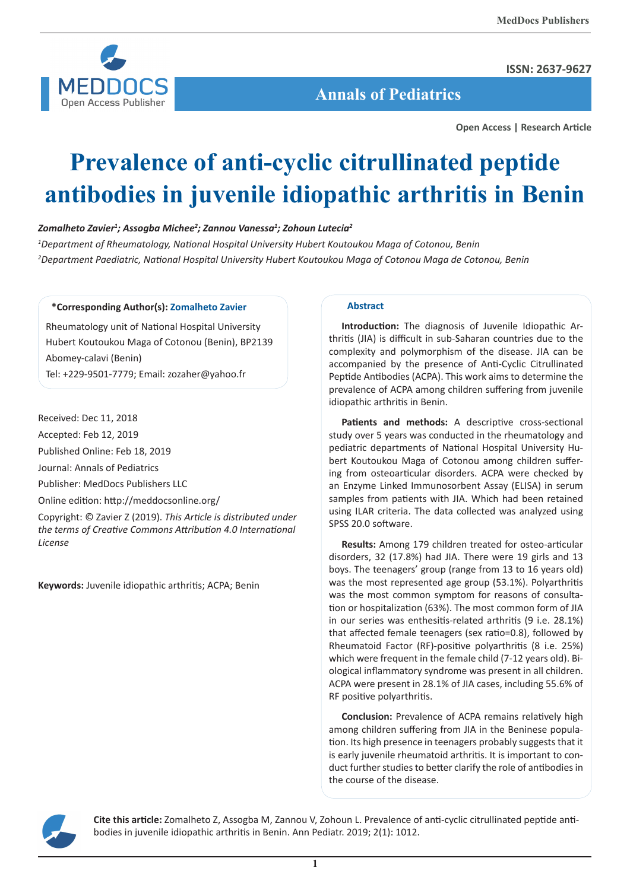Open Access | Research Article

# Prevalence of anti-cyclic citrullinated peptide antibodies in juvenile idiopathic arthritis in Benin

*Zomalheto Zavier[1]; Assogba Michee[2]; Zannou Vanessa[1]; Zohoun Lutecia[2]*

*[1]Department of Rheumatology, National Hospital University Hubert Koutoukou Maga of Cotonou, Benin*

*[2]Department Paediatric, National Hospital University Hubert Koutoukou Maga of Cotonou Maga de Cotonou, Benin*

**\*Corresponding Author(s): Zomalheto Zavier**

Rheumatology unit of National Hospital University Hubert Koutoukou Maga of Cotonou (Benin), BP2139 Abomey-calavi (Benin)

Tel: +229-9501-7779; Email: zozaher@yahoo.fr

Received: Dec 11, 2018

Accepted: Feb 12, 2019

Published Online: Feb 18, 2019

Journal: Annals of Pediatrics

Publisher: MedDocs Publishers LLC

Online edition: http://meddocsonline.org/

Copyright: © Zavier Z (2019). *This Article is distributed under the terms of Creative Commons Attribution 4.0 International License*

**Keywords:** Juvenile idiopathic arthritis; ACPA; Benin

## Abstract

**Introduction:** The diagnosis of Juvenile Idiopathic Arthritis (JIA) is difficult in sub-Saharan countries due to the complexity and polymorphism of the disease. JIA can be accompanied by the presence of Anti-Cyclic Citrullinated Peptide Antibodies (ACPA). This work aims to determine the prevalence of ACPA among children suffering from juvenile idiopathic arthritis in Benin.

**Patients and methods:** A descriptive cross-sectional study over 5 years was conducted in the rheumatology and pediatric departments of National Hospital University Hubert Koutoukou Maga of Cotonou among children suffering from osteoarticular disorders. ACPA were checked by an Enzyme Linked Immunosorbent Assay (ELISA) in serum samples from patients with JIA. Which had been retained using ILAR criteria. The data collected was analyzed using SPSS 20.0 software.

**Results:** Among 179 children treated for osteo-articular disorders, 32 (17.8%) had JIA. There were 19 girls and 13 boys. The teenagers' group (range from 13 to 16 years old) was the most represented age group (53.1%). Polyarthritis was the most common symptom for reasons of consultation or hospitalization (63%). The most common form of JIA in our series was enthesitis-related arthritis (9 i.e. 28.1%) that affected female teenagers (sex ratio=0.8), followed by Rheumatoid Factor (RF)-positive polyarthritis (8 i.e. 25%) which were frequent in the female child (7-12 years old). Biological inflammatory syndrome was present in all children. ACPA were present in 28.1% of JIA cases, including 55.6% of RF positive polyarthritis.

**Conclusion:** Prevalence of ACPA remains relatively high among children suffering from JIA in the Beninese population. Its high presence in teenagers probably suggests that it is early juvenile rheumatoid arthritis. It is important to conduct further studies to better clarify the role of antibodies in the course of the disease.

**Cite this article:** Zomalheto Z, Assogba M, Zannou V, Zohoun L. Prevalence of anti-cyclic citrullinated peptide antibodies in juvenile idiopathic arthritis in Benin. Ann Pediatr. 2019; 2(1): 1012.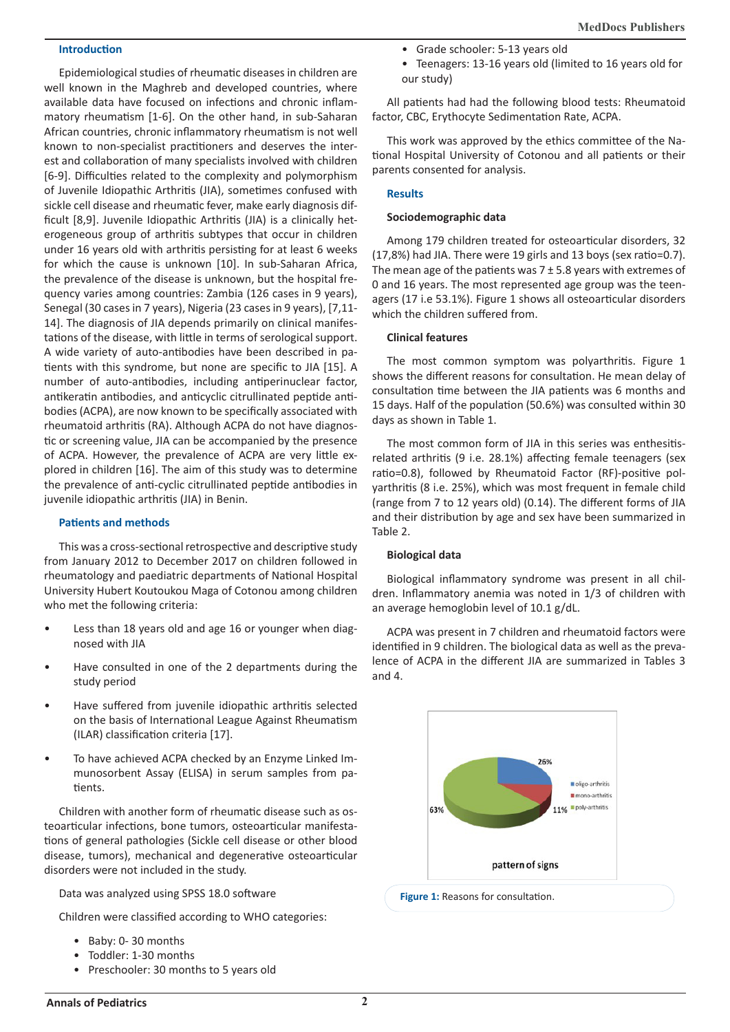## Introduction

Epidemiological studies of rheumatic diseases in children are well known in the Maghreb and developed countries, where available data have focused on infections and chronic inflammatory rheumatism [1-6]. On the other hand, in sub-Saharan African countries, chronic inflammatory rheumatism is not well known to non-specialist practitioners and deserves the interest and collaboration of many specialists involved with children [6-9]. Difficulties related to the complexity and polymorphism of Juvenile Idiopathic Arthritis (JIA), sometimes confused with sickle cell disease and rheumatic fever, make early diagnosis difficult [8,9]. Juvenile Idiopathic Arthritis (JIA) is a clinically heterogeneous group of arthritis subtypes that occur in children under 16 years old with arthritis persisting for at least 6 weeks for which the cause is unknown [10]. In sub-Saharan Africa, the prevalence of the disease is unknown, but the hospital frequency varies among countries: Zambia (126 cases in 9 years), Senegal (30 cases in 7 years), Nigeria (23 cases in 9 years), [7,11-14]. The diagnosis of JIA depends primarily on clinical manifestations of the disease, with little in terms of serological support. A wide variety of auto-antibodies have been described in patients with this syndrome, but none are specific to JIA [15]. A number of auto-antibodies, including antiperinuclear factor, antikeratin antibodies, and anticyclic citrullinated peptide antibodies (ACPA), are now known to be specifically associated with rheumatoid arthritis (RA). Although ACPA do not have diagnostic or screening value, JIA can be accompanied by the presence of ACPA. However, the prevalence of ACPA are very little explored in children [16]. The aim of this study was to determine the prevalence of anti-cyclic citrullinated peptide antibodies in juvenile idiopathic arthritis (JIA) in Benin.

## Patients and methods

This was a cross-sectional retrospective and descriptive study from January 2012 to December 2017 on children followed in rheumatology and paediatric departments of National Hospital University Hubert Koutoukou Maga of Cotonou among children who met the following criteria:

- Less than 18 years old and age 16 or younger when diagnosed with JIA
- Have consulted in one of the 2 departments during the study period
- Have suffered from juvenile idiopathic arthritis selected on the basis of International League Against Rheumatism (ILAR) classification criteria [17].
- To have achieved ACPA checked by an Enzyme Linked Immunosorbent Assay (ELISA) in serum samples from patients.

Children with another form of rheumatic disease such as osteoarticular infections, bone tumors, osteoarticular manifestations of general pathologies (Sickle cell disease or other blood disease, tumors), mechanical and degenerative osteoarticular disorders were not included in the study.

Data was analyzed using SPSS 18.0 software

Children were classified according to WHO categories:

- Baby: 0- 30 months
- Toddler: 1-30 months
- Preschooler: 30 months to 5 years old
- Grade schooler: 5-13 years old
- Teenagers: 13-16 years old (limited to 16 years old for our study)

All patients had had the following blood tests: Rheumatoid factor, CBC, Erythocyte Sedimentation Rate, ACPA.

This work was approved by the ethics committee of the National Hospital University of Cotonou and all patients or their parents consented for analysis.

## Results

### Sociodemographic data

Among 179 children treated for osteoarticular disorders, 32 (17,8%) had JIA. There were 19 girls and 13 boys (sex ratio=0.7). The mean age of the patients was 7 ± 5.8 years with extremes of 0 and 16 years. The most represented age group was the teenagers (17 i.e 53.1%). Figure 1 shows all osteoarticular disorders which the children suffered from.

### Clinical features

The most common symptom was polyarthritis. Figure 1 shows the different reasons for consultation. He mean delay of consultation time between the JIA patients was 6 months and 15 days. Half of the population (50.6%) was consulted within 30 days as shown in Table 1.

The most common form of JIA in this series was enthesitis-related arthritis (9 i.e. 28.1%) affecting female teenagers (sex ratio=0.8), followed by Rheumatoid Factor (RF)-positive polyarthritis (8 i.e. 25%), which was most frequent in female child (range from 7 to 12 years old) (0.14). The different forms of JIA and their distribution by age and sex have been summarized in Table 2.

### Biological data

Biological inflammatory syndrome was present in all children. Inflammatory anemia was noted in 1/3 of children with an average hemoglobin level of 10.1 g/dL.

ACPA was present in 7 children and rheumatoid factors were identified in 9 children. The biological data as well as the prevalence of ACPA in the different JIA are summarized in Tables 3 and 4.

**Figure 1:** Reasons for consultation.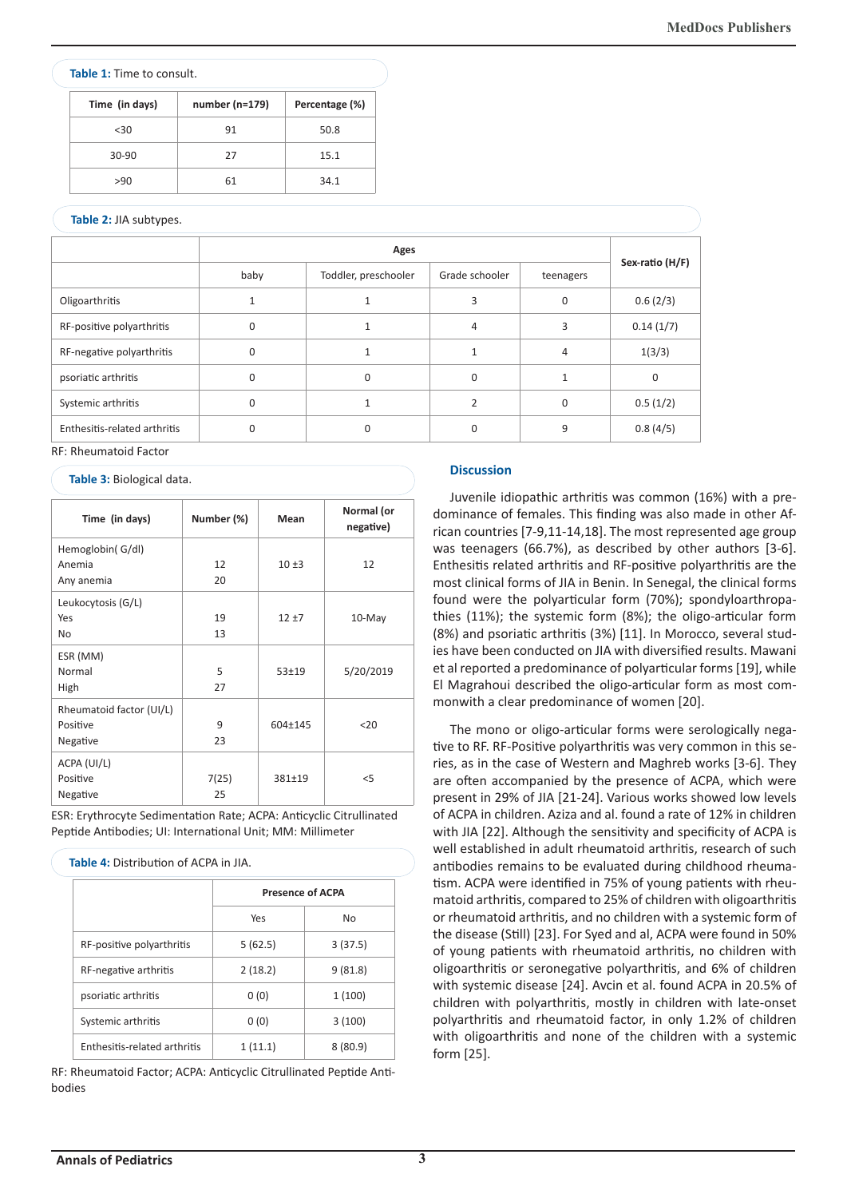**Table 1:** Time to consult.

| Time (in days) | number (n=179) | Percentage (%) |
|---|---|---|
| <30 | 91 | 50.8 |
| 30-90 | 27 | 15.1 |
| >90 | 61 | 34.1 |

**Table 2:** JIA subtypes.

| | Ages | | | | Sex-ratio (H/F) |
|---|---|---|---|---|---|
| | baby | Toddler, preschooler | Grade schooler | teenagers | |
| Oligoarthritis | 1 | 1 | 3 | 0 | 0.6 (2/3) |
| RF-positive polyarthritis | 0 | 1 | 4 | 3 | 0.14 (1/7) |
| RF-negative polyarthritis | 0 | 1 | 1 | 4 | 1(3/3) |
| psoriatic arthritis | 0 | 0 | 0 | 1 | 0 |
| Systemic arthritis | 0 | 1 | 2 | 0 | 0.5 (1/2) |
| Enthesitis-related arthritis | 0 | 0 | 0 | 9 | 0.8 (4/5) |

RF: Rheumatoid Factor

**Table 3:** Biological data.

| Time (in days) | Number (%) | Mean | Normal (or negative) |
|---|---|---|---|
| Hemoglobin( G/dl)<br>Anemia<br>Any anemia | <br>12<br>20 | 10 ±3 | 12 |
| Leukocytosis (G/L)<br>Yes<br>No | <br>19<br>13 | 12 ±7 | 10-May |
| ESR (MM)<br>Normal<br>High | <br>5<br>27 | 53±19 | 5/20/2019 |
| Rheumatoid factor (UI/L)<br>Positive<br>Negative | <br>9<br>23 | 604±145 | <20 |
| ACPA (UI/L)<br>Positive<br>Negative | <br>7(25)<br>25 | 381±19 | <5 |

ESR: Erythrocyte Sedimentation Rate; ACPA: Anticyclic Citrullinated Peptide Antibodies; UI: International Unit; MM: Millimeter

**Table 4:** Distribution of ACPA in JIA.

| | Presence of ACPA | |
|---|---|---|
| | Yes | No |
| RF-positive polyarthritis | 5 (62.5) | 3 (37.5) |
| RF-negative arthritis | 2 (18.2) | 9 (81.8) |
| psoriatic arthritis | 0 (0) | 1 (100) |
| Systemic arthritis | 0 (0) | 3 (100) |
| Enthesitis-related arthritis | 1 (11.1) | 8 (80.9) |

RF: Rheumatoid Factor; ACPA: Anticyclic Citrullinated Peptide Antibodies

## Discussion

Juvenile idiopathic arthritis was common (16%) with a predominance of females. This finding was also made in other African countries [7-9,11-14,18]. The most represented age group was teenagers (66.7%), as described by other authors [3-6]. Enthesitis related arthritis and RF-positive polyarthritis are the most clinical forms of JIA in Benin. In Senegal, the clinical forms found were the polyarticular form (70%); spondyloarthropathies (11%); the systemic form (8%); the oligo-articular form (8%) and psoriatic arthritis (3%) [11]. In Morocco, several studies have been conducted on JIA with diversified results. Mawani et al reported a predominance of polyarticular forms [19], while El Magrahoui described the oligo-articular form as most commonwith a clear predominance of women [20].

The mono or oligo-articular forms were serologically negative to RF. RF-Positive polyarthritis was very common in this series, as in the case of Western and Maghreb works [3-6]. They are often accompanied by the presence of ACPA, which were present in 29% of JIA [21-24]. Various works showed low levels of ACPA in children. Aziza and al. found a rate of 12% in children with JIA [22]. Although the sensitivity and specificity of ACPA is well established in adult rheumatoid arthritis, research of such antibodies remains to be evaluated during childhood rheumatism. ACPA were identified in 75% of young patients with rheumatoid arthritis, compared to 25% of children with oligoarthritis or rheumatoid arthritis, and no children with a systemic form of the disease (Still) [23]. For Syed and al, ACPA were found in 50% of young patients with rheumatoid arthritis, no children with oligoarthritis or seronegative polyarthritis, and 6% of children with systemic disease [24]. Avcin et al. found ACPA in 20.5% of children with polyarthritis, mostly in children with late-onset polyarthritis and rheumatoid factor, in only 1.2% of children with oligoarthritis and none of the children with a systemic form [25].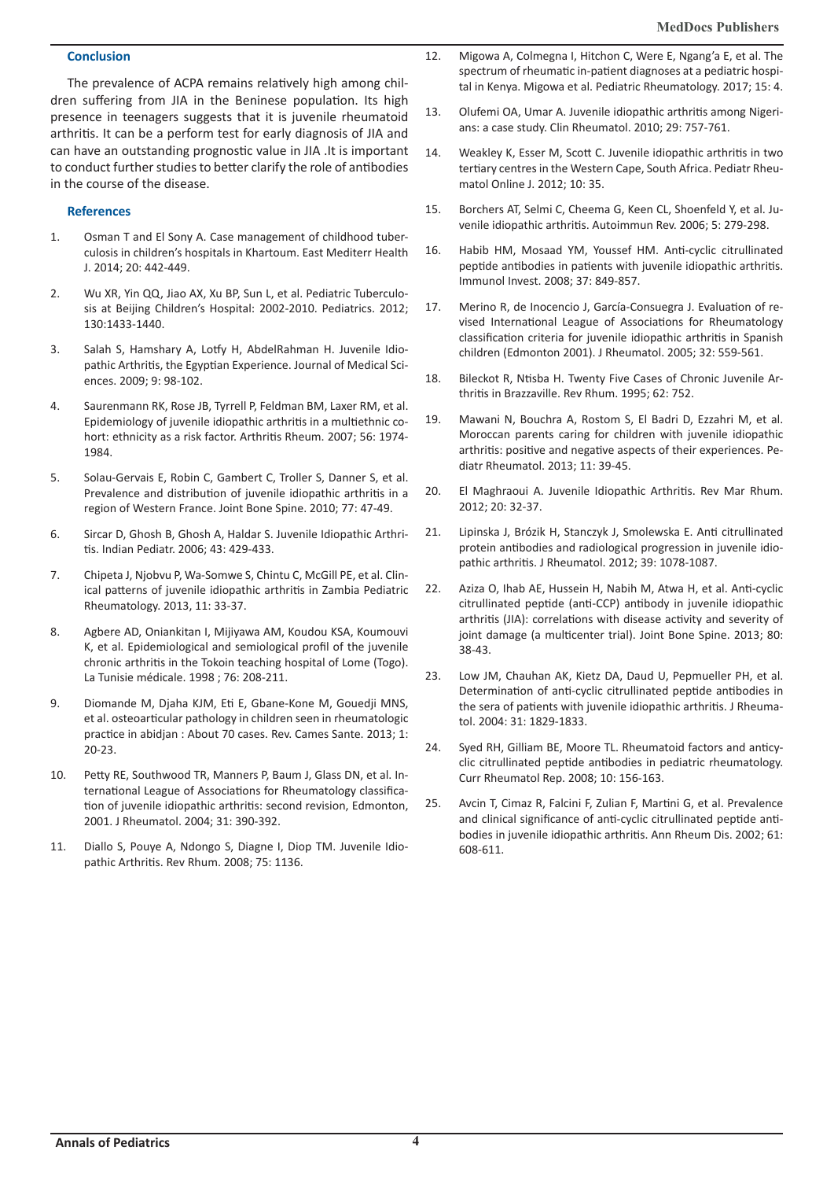## Conclusion

The prevalence of ACPA remains relatively high among children suffering from JIA in the Beninese population. Its high presence in teenagers suggests that it is juvenile rheumatoid arthritis. It can be a perform test for early diagnosis of JIA and can have an outstanding prognostic value in JIA .It is important to conduct further studies to better clarify the role of antibodies in the course of the disease.

## References

1. Osman T and El Sony A. Case management of childhood tuberculosis in children's hospitals in Khartoum. East Mediterr Health J. 2014; 20: 442-449.
2. Wu XR, Yin QQ, Jiao AX, Xu BP, Sun L, et al. Pediatric Tuberculosis at Beijing Children's Hospital: 2002-2010. Pediatrics. 2012; 130:1433-1440.
3. Salah S, Hamshary A, Lotfy H, AbdelRahman H. Juvenile Idiopathic Arthritis, the Egyptian Experience. Journal of Medical Sciences. 2009; 9: 98-102.
4. Saurenmann RK, Rose JB, Tyrrell P, Feldman BM, Laxer RM, et al. Epidemiology of juvenile idiopathic arthritis in a multiethnic cohort: ethnicity as a risk factor. Arthritis Rheum. 2007; 56: 1974-1984.
5. Solau-Gervais E, Robin C, Gambert C, Troller S, Danner S, et al. Prevalence and distribution of juvenile idiopathic arthritis in a region of Western France. Joint Bone Spine. 2010; 77: 47-49.
6. Sircar D, Ghosh B, Ghosh A, Haldar S. Juvenile Idiopathic Arthritis. Indian Pediatr. 2006; 43: 429-433.
7. Chipeta J, Njobvu P, Wa-Somwe S, Chintu C, McGill PE, et al. Clinical patterns of juvenile idiopathic arthritis in Zambia Pediatric Rheumatology. 2013, 11: 33-37.
8. Agbere AD, Oniankitan I, Mijiyawa AM, Koudou KSA, Koumouvi K, et al. Epidemiological and semiological profil of the juvenile chronic arthritis in the Tokoin teaching hospital of Lome (Togo). La Tunisie médicale. 1998 ; 76: 208-211.
9. Diomande M, Djaha KJM, Eti E, Gbane-Kone M, Gouedji MNS, et al. osteoarticular pathology in children seen in rheumatologic practice in abidjan : About 70 cases. Rev. Cames Sante. 2013; 1: 20-23.
10. Petty RE, Southwood TR, Manners P, Baum J, Glass DN, et al. International League of Associations for Rheumatology classification of juvenile idiopathic arthritis: second revision, Edmonton, 2001. J Rheumatol. 2004; 31: 390-392.
11. Diallo S, Pouye A, Ndongo S, Diagne I, Diop TM. Juvenile Idiopathic Arthritis. Rev Rhum. 2008; 75: 1136.
12. Migowa A, Colmegna I, Hitchon C, Were E, Ngang'a E, et al. The spectrum of rheumatic in-patient diagnoses at a pediatric hospital in Kenya. Migowa et al. Pediatric Rheumatology. 2017; 15: 4.
13. Olufemi OA, Umar A. Juvenile idiopathic arthritis among Nigerians: a case study. Clin Rheumatol. 2010; 29: 757-761.
14. Weakley K, Esser M, Scott C. Juvenile idiopathic arthritis in two tertiary centres in the Western Cape, South Africa. Pediatr Rheumatol Online J. 2012; 10: 35.
15. Borchers AT, Selmi C, Cheema G, Keen CL, Shoenfeld Y, et al. Juvenile idiopathic arthritis. Autoimmun Rev. 2006; 5: 279-298.
16. Habib HM, Mosaad YM, Youssef HM. Anti-cyclic citrullinated peptide antibodies in patients with juvenile idiopathic arthritis. Immunol Invest. 2008; 37: 849-857.
17. Merino R, de Inocencio J, García-Consuegra J. Evaluation of revised International League of Associations for Rheumatology classification criteria for juvenile idiopathic arthritis in Spanish children (Edmonton 2001). J Rheumatol. 2005; 32: 559-561.
18. Bileckot R, Ntisba H. Twenty Five Cases of Chronic Juvenile Arthritis in Brazzaville. Rev Rhum. 1995; 62: 752.
19. Mawani N, Bouchra A, Rostom S, El Badri D, Ezzahri M, et al. Moroccan parents caring for children with juvenile idiopathic arthritis: positive and negative aspects of their experiences. Pediatr Rheumatol. 2013; 11: 39-45.
20. El Maghraoui A. Juvenile Idiopathic Arthritis. Rev Mar Rhum. 2012; 20: 32-37.
21. Lipinska J, Brózik H, Stanczyk J, Smolewska E. Anti citrullinated protein antibodies and radiological progression in juvenile idiopathic arthritis. J Rheumatol. 2012; 39: 1078-1087.
22. Aziza O, Ihab AE, Hussein H, Nabih M, Atwa H, et al. Anti-cyclic citrullinated peptide (anti-CCP) antibody in juvenile idiopathic arthritis (JIA): correlations with disease activity and severity of joint damage (a multicenter trial). Joint Bone Spine. 2013; 80: 38-43.
23. Low JM, Chauhan AK, Kietz DA, Daud U, Pepmueller PH, et al. Determination of anti-cyclic citrullinated peptide antibodies in the sera of patients with juvenile idiopathic arthritis. J Rheumatol. 2004: 31: 1829-1833.
24. Syed RH, Gilliam BE, Moore TL. Rheumatoid factors and anticyclic citrullinated peptide antibodies in pediatric rheumatology. Curr Rheumatol Rep. 2008; 10: 156-163.
25. Avcin T, Cimaz R, Falcini F, Zulian F, Martini G, et al. Prevalence and clinical significance of anti-cyclic citrullinated peptide antibodies in juvenile idiopathic arthritis. Ann Rheum Dis. 2002; 61: 608-611.